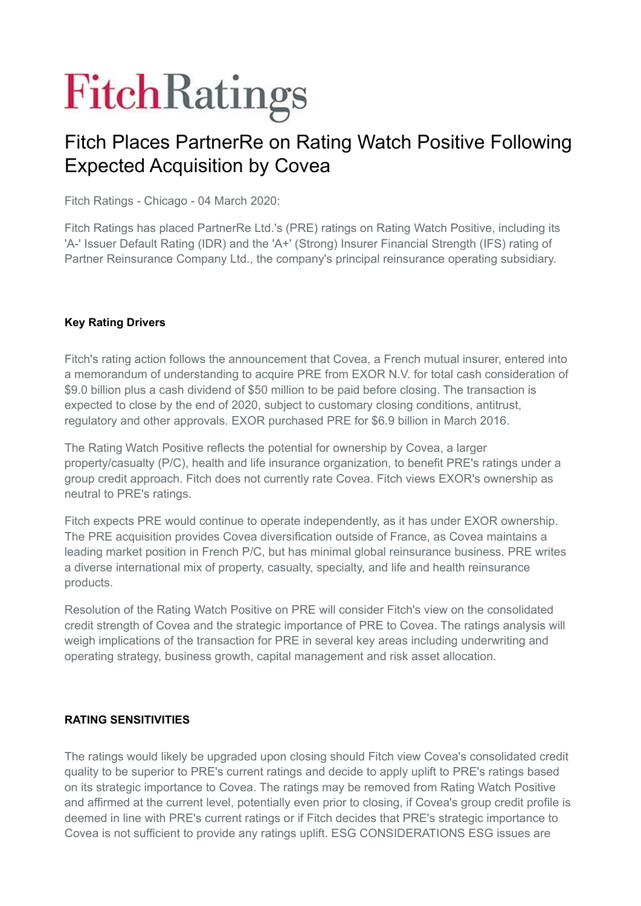# Fitch Ratings

# Fitch Places PartnerRe on Rating Watch Positive Following Expected Acquisition by Covea

Fitch Ratings - Chicago - 04 March 2020:

Fitch Ratings has placed PartnerRe Ltd.'s (PRE) ratings on Rating Watch Positive, including its 'A-' Issuer Default Rating (IDR) and the 'A+' (Strong) Insurer Financial Strength (IFS) rating of Partner Reinsurance Company Ltd., the company's principal reinsurance operating subsidiary.

**Key Rating Drivers**

Fitch's rating action follows the announcement that Covea, a French mutual insurer, entered into a memorandum of understanding to acquire PRE from EXOR N.V. for total cash consideration of $9.0 billion plus a cash dividend of $50 million to be paid before closing. The transaction is expected to close by the end of 2020, subject to customary closing conditions, antitrust, regulatory and other approvals. EXOR purchased PRE for $6.9 billion in March 2016.

The Rating Watch Positive reflects the potential for ownership by Covea, a larger property/casualty (P/C), health and life insurance organization, to benefit PRE's ratings under a group credit approach. Fitch does not currently rate Covea. Fitch views EXOR's ownership as neutral to PRE's ratings.

Fitch expects PRE would continue to operate independently, as it has under EXOR ownership. The PRE acquisition provides Covea diversification outside of France, as Covea maintains a leading market position in French P/C, but has minimal global reinsurance business. PRE writes a diverse international mix of property, casualty, specialty, and life and health reinsurance products.

Resolution of the Rating Watch Positive on PRE will consider Fitch's view on the consolidated credit strength of Covea and the strategic importance of PRE to Covea. The ratings analysis will weigh implications of the transaction for PRE in several key areas including underwriting and operating strategy, business growth, capital management and risk asset allocation.

**RATING SENSITIVITIES**

The ratings would likely be upgraded upon closing should Fitch view Covea's consolidated credit quality to be superior to PRE's current ratings and decide to apply uplift to PRE's ratings based on its strategic importance to Covea. The ratings may be removed from Rating Watch Positive and affirmed at the current level, potentially even prior to closing, if Covea's group credit profile is deemed in line with PRE's current ratings or if Fitch decides that PRE's strategic importance to Covea is not sufficient to provide any ratings uplift. ESG CONSIDERATIONS ESG issues are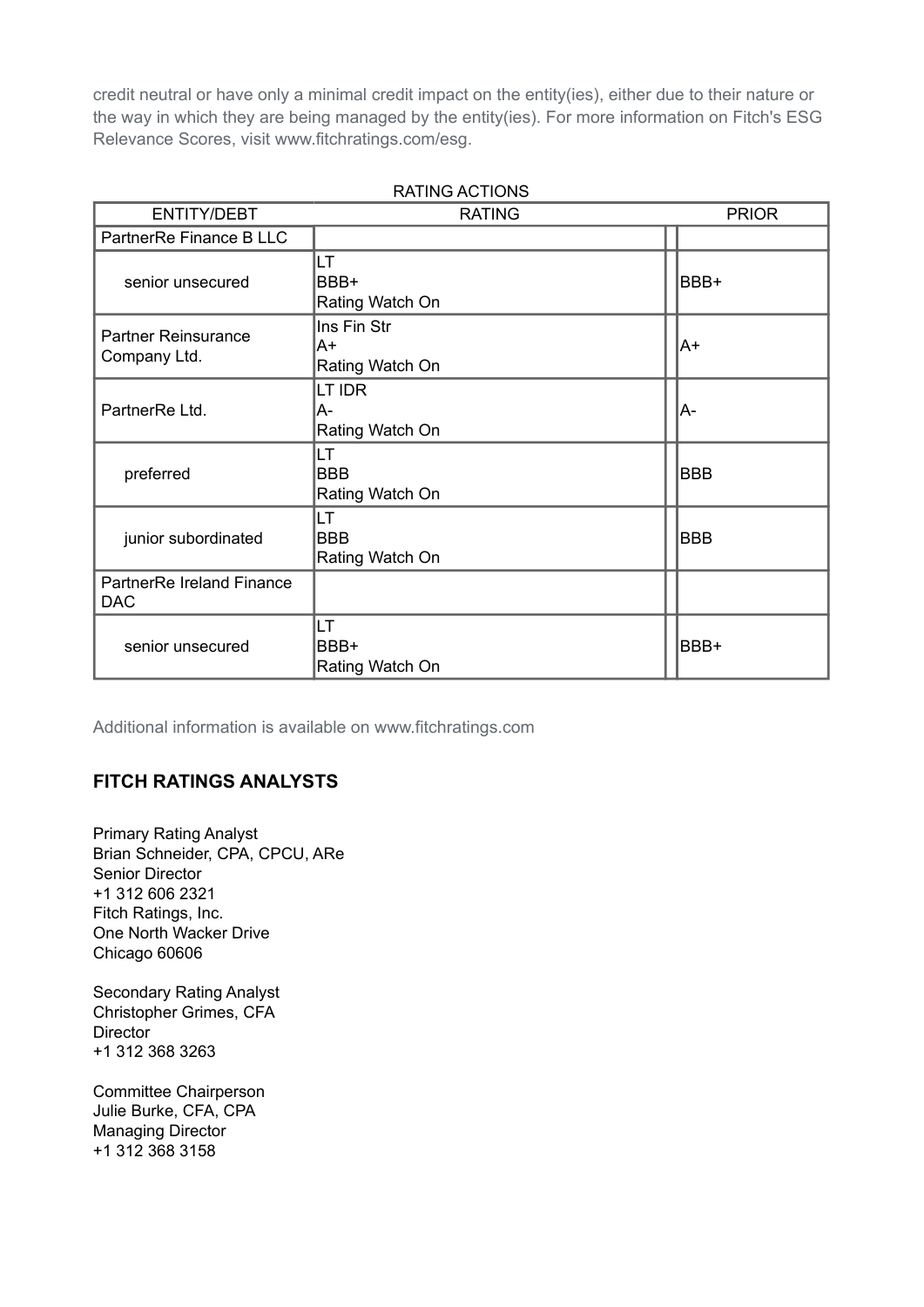credit neutral or have only a minimal credit impact on the entity(ies), either due to their nature or the way in which they are being managed by the entity(ies). For more information on Fitch's ESG Relevance Scores, visit www.fitchratings.com/esg.

RATING ACTIONS

| ENTITY/DEBT | RATING | | PRIOR |
|---|---|---|---|
| PartnerRe Finance B LLC | | | |
| senior unsecured | LT BBB+ Rating Watch On | | BBB+ |
| Partner Reinsurance Company Ltd. | Ins Fin Str A+ Rating Watch On | | A+ |
| PartnerRe Ltd. | LT IDR A- Rating Watch On | | A- |
| preferred | LT BBB Rating Watch On | | BBB |
| junior subordinated | LT BBB Rating Watch On | | BBB |
| PartnerRe Ireland Finance DAC | | | |
| senior unsecured | LT BBB+ Rating Watch On | | BBB+ |

Additional information is available on www.fitchratings.com

## FITCH RATINGS ANALYSTS

Primary Rating Analyst
Brian Schneider, CPA, CPCU, ARe
Senior Director
+1 312 606 2321
Fitch Ratings, Inc.
One North Wacker Drive
Chicago 60606

Secondary Rating Analyst
Christopher Grimes, CFA
Director
+1 312 368 3263

Committee Chairperson
Julie Burke, CFA, CPA
Managing Director
+1 312 368 3158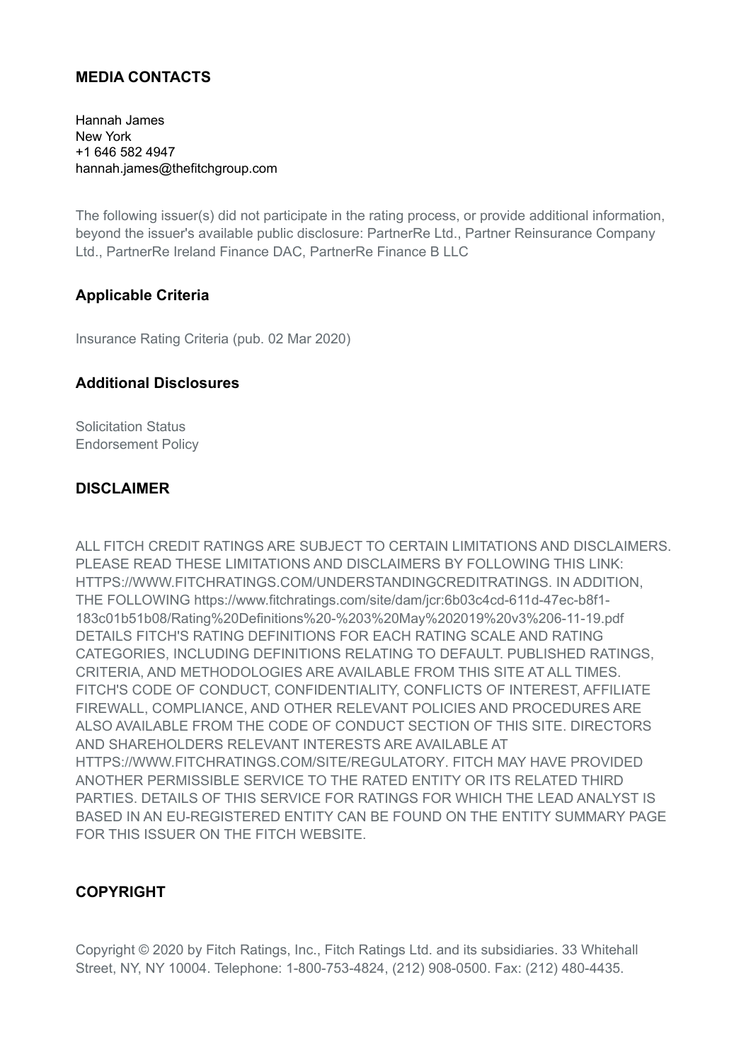### MEDIA CONTACTS

Hannah James
New York
+1 646 582 4947
hannah.james@thefitchgroup.com

The following issuer(s) did not participate in the rating process, or provide additional information, beyond the issuer's available public disclosure: PartnerRe Ltd., Partner Reinsurance Company Ltd., PartnerRe Ireland Finance DAC, PartnerRe Finance B LLC

### Applicable Criteria

Insurance Rating Criteria (pub. 02 Mar 2020)

### Additional Disclosures

Solicitation Status
Endorsement Policy

### DISCLAIMER

ALL FITCH CREDIT RATINGS ARE SUBJECT TO CERTAIN LIMITATIONS AND DISCLAIMERS. PLEASE READ THESE LIMITATIONS AND DISCLAIMERS BY FOLLOWING THIS LINK: HTTPS://WWW.FITCHRATINGS.COM/UNDERSTANDINGCREDITRATINGS. IN ADDITION, THE FOLLOWING https://www.fitchratings.com/site/dam/jcr:6b03c4cd-611d-47ec-b8f1-183c01b51b08/Rating%20Definitions%20-%203%20May%202019%20v3%206-11-19.pdf DETAILS FITCH'S RATING DEFINITIONS FOR EACH RATING SCALE AND RATING CATEGORIES, INCLUDING DEFINITIONS RELATING TO DEFAULT. PUBLISHED RATINGS, CRITERIA, AND METHODOLOGIES ARE AVAILABLE FROM THIS SITE AT ALL TIMES. FITCH'S CODE OF CONDUCT, CONFIDENTIALITY, CONFLICTS OF INTEREST, AFFILIATE FIREWALL, COMPLIANCE, AND OTHER RELEVANT POLICIES AND PROCEDURES ARE ALSO AVAILABLE FROM THE CODE OF CONDUCT SECTION OF THIS SITE. DIRECTORS AND SHAREHOLDERS RELEVANT INTERESTS ARE AVAILABLE AT HTTPS://WWW.FITCHRATINGS.COM/SITE/REGULATORY. FITCH MAY HAVE PROVIDED ANOTHER PERMISSIBLE SERVICE TO THE RATED ENTITY OR ITS RELATED THIRD PARTIES. DETAILS OF THIS SERVICE FOR RATINGS FOR WHICH THE LEAD ANALYST IS BASED IN AN EU-REGISTERED ENTITY CAN BE FOUND ON THE ENTITY SUMMARY PAGE FOR THIS ISSUER ON THE FITCH WEBSITE.

### COPYRIGHT

Copyright © 2020 by Fitch Ratings, Inc., Fitch Ratings Ltd. and its subsidiaries. 33 Whitehall Street, NY, NY 10004. Telephone: 1-800-753-4824, (212) 908-0500. Fax: (212) 480-4435.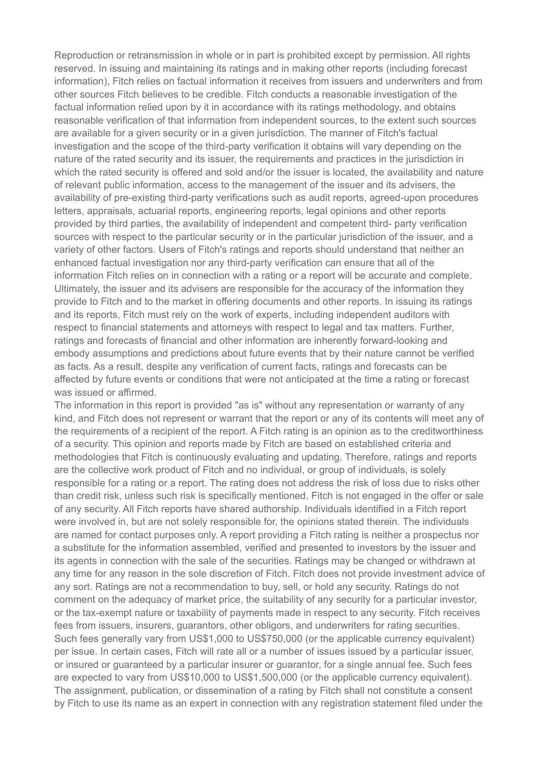Reproduction or retransmission in whole or in part is prohibited except by permission. All rights reserved. In issuing and maintaining its ratings and in making other reports (including forecast information), Fitch relies on factual information it receives from issuers and underwriters and from other sources Fitch believes to be credible. Fitch conducts a reasonable investigation of the factual information relied upon by it in accordance with its ratings methodology, and obtains reasonable verification of that information from independent sources, to the extent such sources are available for a given security or in a given jurisdiction. The manner of Fitch's factual investigation and the scope of the third-party verification it obtains will vary depending on the nature of the rated security and its issuer, the requirements and practices in the jurisdiction in which the rated security is offered and sold and/or the issuer is located, the availability and nature of relevant public information, access to the management of the issuer and its advisers, the availability of pre-existing third-party verifications such as audit reports, agreed-upon procedures letters, appraisals, actuarial reports, engineering reports, legal opinions and other reports provided by third parties, the availability of independent and competent third- party verification sources with respect to the particular security or in the particular jurisdiction of the issuer, and a variety of other factors. Users of Fitch's ratings and reports should understand that neither an enhanced factual investigation nor any third-party verification can ensure that all of the information Fitch relies on in connection with a rating or a report will be accurate and complete. Ultimately, the issuer and its advisers are responsible for the accuracy of the information they provide to Fitch and to the market in offering documents and other reports. In issuing its ratings and its reports, Fitch must rely on the work of experts, including independent auditors with respect to financial statements and attorneys with respect to legal and tax matters. Further, ratings and forecasts of financial and other information are inherently forward-looking and embody assumptions and predictions about future events that by their nature cannot be verified as facts. As a result, despite any verification of current facts, ratings and forecasts can be affected by future events or conditions that were not anticipated at the time a rating or forecast was issued or affirmed.

The information in this report is provided "as is" without any representation or warranty of any kind, and Fitch does not represent or warrant that the report or any of its contents will meet any of the requirements of a recipient of the report. A Fitch rating is an opinion as to the creditworthiness of a security. This opinion and reports made by Fitch are based on established criteria and methodologies that Fitch is continuously evaluating and updating. Therefore, ratings and reports are the collective work product of Fitch and no individual, or group of individuals, is solely responsible for a rating or a report. The rating does not address the risk of loss due to risks other than credit risk, unless such risk is specifically mentioned. Fitch is not engaged in the offer or sale of any security. All Fitch reports have shared authorship. Individuals identified in a Fitch report were involved in, but are not solely responsible for, the opinions stated therein. The individuals are named for contact purposes only. A report providing a Fitch rating is neither a prospectus nor a substitute for the information assembled, verified and presented to investors by the issuer and its agents in connection with the sale of the securities. Ratings may be changed or withdrawn at any time for any reason in the sole discretion of Fitch. Fitch does not provide investment advice of any sort. Ratings are not a recommendation to buy, sell, or hold any security. Ratings do not comment on the adequacy of market price, the suitability of any security for a particular investor, or the tax-exempt nature or taxability of payments made in respect to any security. Fitch receives fees from issuers, insurers, guarantors, other obligors, and underwriters for rating securities. Such fees generally vary from US$1,000 to US$750,000 (or the applicable currency equivalent) per issue. In certain cases, Fitch will rate all or a number of issues issued by a particular issuer, or insured or guaranteed by a particular insurer or guarantor, for a single annual fee. Such fees are expected to vary from US$10,000 to US$1,500,000 (or the applicable currency equivalent). The assignment, publication, or dissemination of a rating by Fitch shall not constitute a consent by Fitch to use its name as an expert in connection with any registration statement filed under the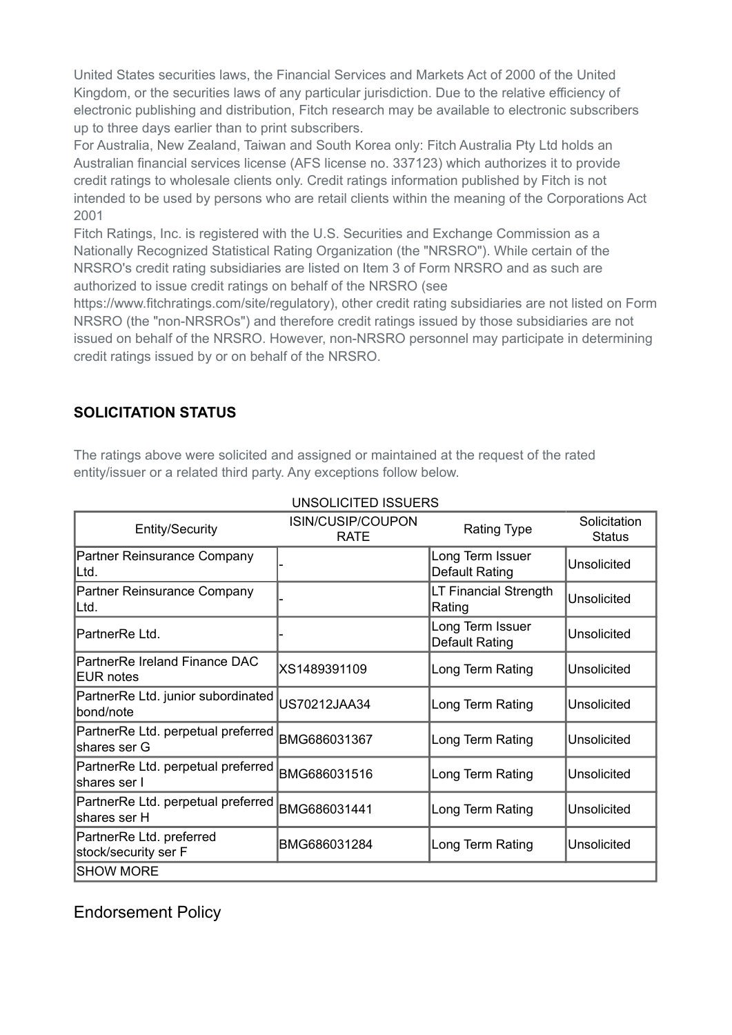United States securities laws, the Financial Services and Markets Act of 2000 of the United Kingdom, or the securities laws of any particular jurisdiction. Due to the relative efficiency of electronic publishing and distribution, Fitch research may be available to electronic subscribers up to three days earlier than to print subscribers.

For Australia, New Zealand, Taiwan and South Korea only: Fitch Australia Pty Ltd holds an Australian financial services license (AFS license no. 337123) which authorizes it to provide credit ratings to wholesale clients only. Credit ratings information published by Fitch is not intended to be used by persons who are retail clients within the meaning of the Corporations Act 2001

Fitch Ratings, Inc. is registered with the U.S. Securities and Exchange Commission as a Nationally Recognized Statistical Rating Organization (the "NRSRO"). While certain of the NRSRO's credit rating subsidiaries are listed on Item 3 of Form NRSRO and as such are authorized to issue credit ratings on behalf of the NRSRO (see https://www.fitchratings.com/site/regulatory), other credit rating subsidiaries are not listed on Form NRSRO (the "non-NRSROs") and therefore credit ratings issued by those subsidiaries are not issued on behalf of the NRSRO. However, non-NRSRO personnel may participate in determining credit ratings issued by or on behalf of the NRSRO.

## SOLICITATION STATUS

The ratings above were solicited and assigned or maintained at the request of the rated entity/issuer or a related third party. Any exceptions follow below.

UNSOLICITED ISSUERS

| Entity/Security | ISIN/CUSIP/COUPON RATE | Rating Type | Solicitation Status |
|---|---|---|---|
| Partner Reinsurance Company Ltd. | - | Long Term Issuer Default Rating | Unsolicited |
| Partner Reinsurance Company Ltd. | - | LT Financial Strength Rating | Unsolicited |
| PartnerRe Ltd. | - | Long Term Issuer Default Rating | Unsolicited |
| PartnerRe Ireland Finance DAC EUR notes | XS1489391109 | Long Term Rating | Unsolicited |
| PartnerRe Ltd. junior subordinated bond/note | US70212JAA34 | Long Term Rating | Unsolicited |
| PartnerRe Ltd. perpetual preferred shares ser G | BMG686031367 | Long Term Rating | Unsolicited |
| PartnerRe Ltd. perpetual preferred shares ser I | BMG686031516 | Long Term Rating | Unsolicited |
| PartnerRe Ltd. perpetual preferred shares ser H | BMG686031441 | Long Term Rating | Unsolicited |
| PartnerRe Ltd. preferred stock/security ser F | BMG686031284 | Long Term Rating | Unsolicited |
| SHOW MORE | | | |

## Endorsement Policy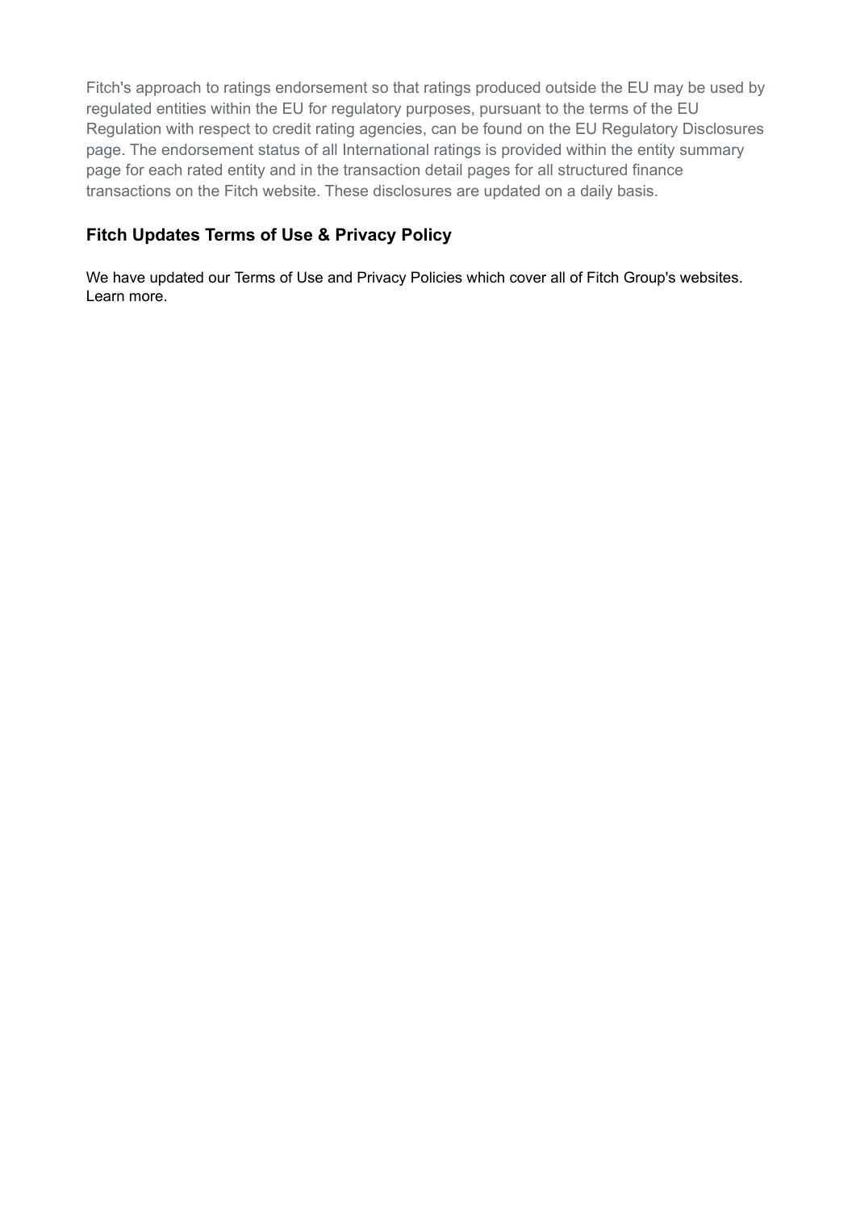Fitch's approach to ratings endorsement so that ratings produced outside the EU may be used by regulated entities within the EU for regulatory purposes, pursuant to the terms of the EU Regulation with respect to credit rating agencies, can be found on the EU Regulatory Disclosures page. The endorsement status of all International ratings is provided within the entity summary page for each rated entity and in the transaction detail pages for all structured finance transactions on the Fitch website. These disclosures are updated on a daily basis.

### Fitch Updates Terms of Use & Privacy Policy

We have updated our Terms of Use and Privacy Policies which cover all of Fitch Group's websites. Learn more.